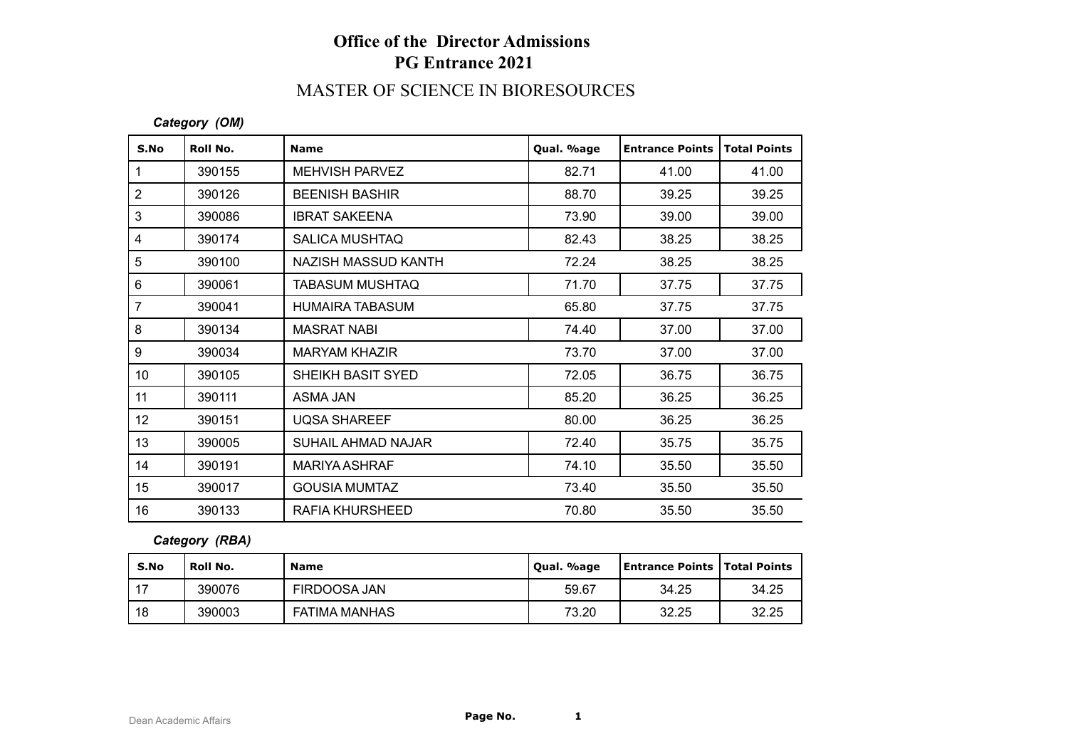# Office of the Director Admissions
# PG Entrance 2021

## MASTER OF SCIENCE IN BIORESOURCES

*Category (OM)*

| S.No | Roll No. | Name | Qual. %age | Entrance Points | Total Points |
|---|---|---|---|---|---|
| 1 | 390155 | MEHVISH PARVEZ | 82.71 | 41.00 | 41.00 |
| 2 | 390126 | BEENISH BASHIR | 88.70 | 39.25 | 39.25 |
| 3 | 390086 | IBRAT SAKEENA | 73.90 | 39.00 | 39.00 |
| 4 | 390174 | SALICA MUSHTAQ | 82.43 | 38.25 | 38.25 |
| 5 | 390100 | NAZISH MASSUD KANTH | 72.24 | 38.25 | 38.25 |
| 6 | 390061 | TABASUM MUSHTAQ | 71.70 | 37.75 | 37.75 |
| 7 | 390041 | HUMAIRA TABASUM | 65.80 | 37.75 | 37.75 |
| 8 | 390134 | MASRAT NABI | 74.40 | 37.00 | 37.00 |
| 9 | 390034 | MARYAM KHAZIR | 73.70 | 37.00 | 37.00 |
| 10 | 390105 | SHEIKH BASIT SYED | 72.05 | 36.75 | 36.75 |
| 11 | 390111 | ASMA JAN | 85.20 | 36.25 | 36.25 |
| 12 | 390151 | UQSA SHAREEF | 80.00 | 36.25 | 36.25 |
| 13 | 390005 | SUHAIL AHMAD NAJAR | 72.40 | 35.75 | 35.75 |
| 14 | 390191 | MARIYA ASHRAF | 74.10 | 35.50 | 35.50 |
| 15 | 390017 | GOUSIA MUMTAZ | 73.40 | 35.50 | 35.50 |
| 16 | 390133 | RAFIA KHURSHEED | 70.80 | 35.50 | 35.50 |

*Category (RBA)*

| S.No | Roll No. | Name | Qual. %age | Entrance Points | Total Points |
|---|---|---|---|---|---|
| 17 | 390076 | FIRDOOSA JAN | 59.67 | 34.25 | 34.25 |
| 18 | 390003 | FATIMA MANHAS | 73.20 | 32.25 | 32.25 |

Dean Academic Affairs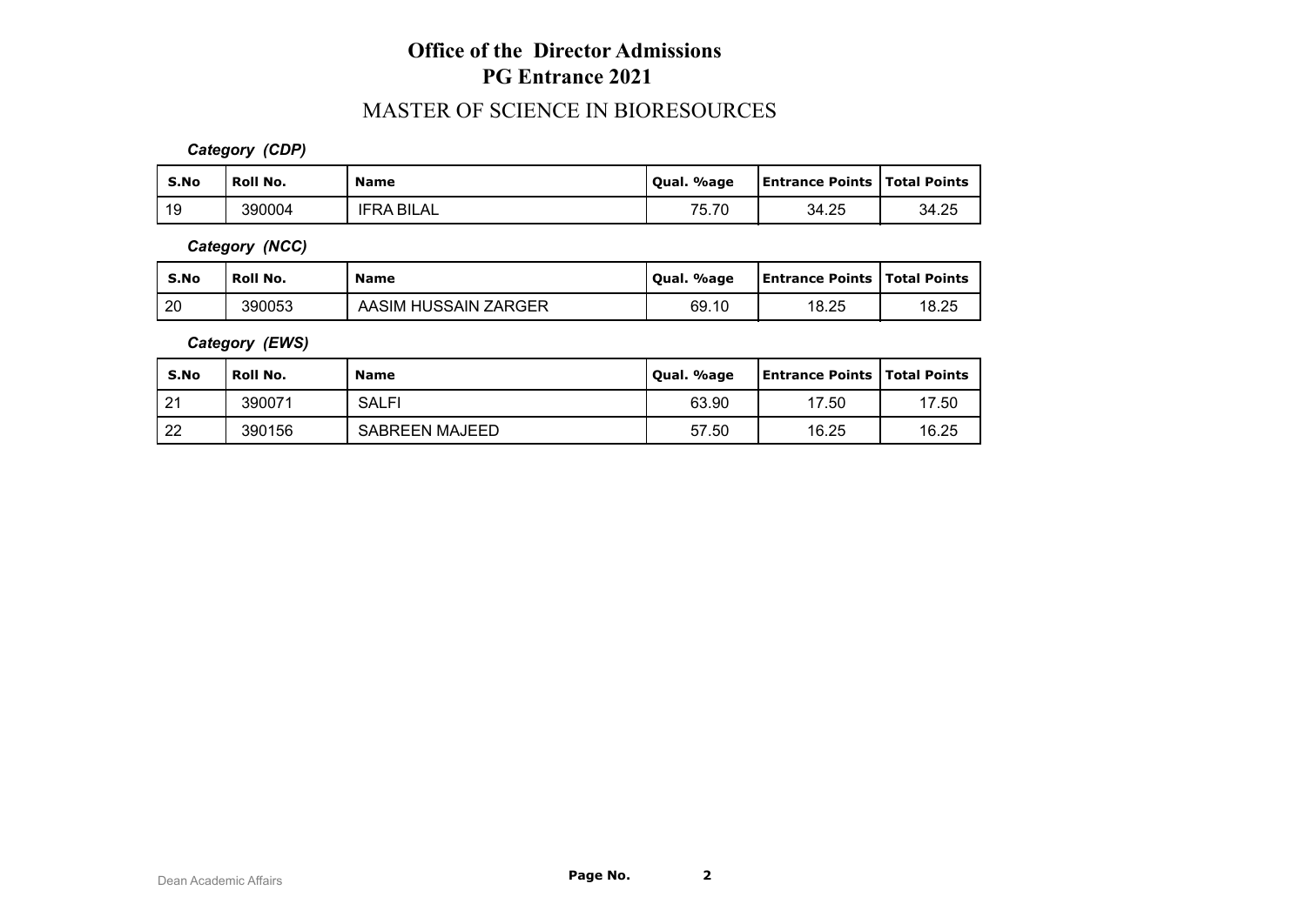# Office of the Director Admissions
## PG Entrance 2021

### MASTER OF SCIENCE IN BIORESOURCES

***Category (CDP)***

| S.No | Roll No. | Name | Qual. %age | Entrance Points | Total Points |
|---|---|---|---|---|---|
| 19 | 390004 | IFRA BILAL | 75.70 | 34.25 | 34.25 |

***Category (NCC)***

| S.No | Roll No. | Name | Qual. %age | Entrance Points | Total Points |
|---|---|---|---|---|---|
| 20 | 390053 | AASIM HUSSAIN ZARGER | 69.10 | 18.25 | 18.25 |

***Category (EWS)***

| S.No | Roll No. | Name | Qual. %age | Entrance Points | Total Points |
|---|---|---|---|---|---|
| 21 | 390071 | SALFI | 63.90 | 17.50 | 17.50 |
| 22 | 390156 | SABREEN MAJEED | 57.50 | 16.25 | 16.25 |

Dean Academic Affairs